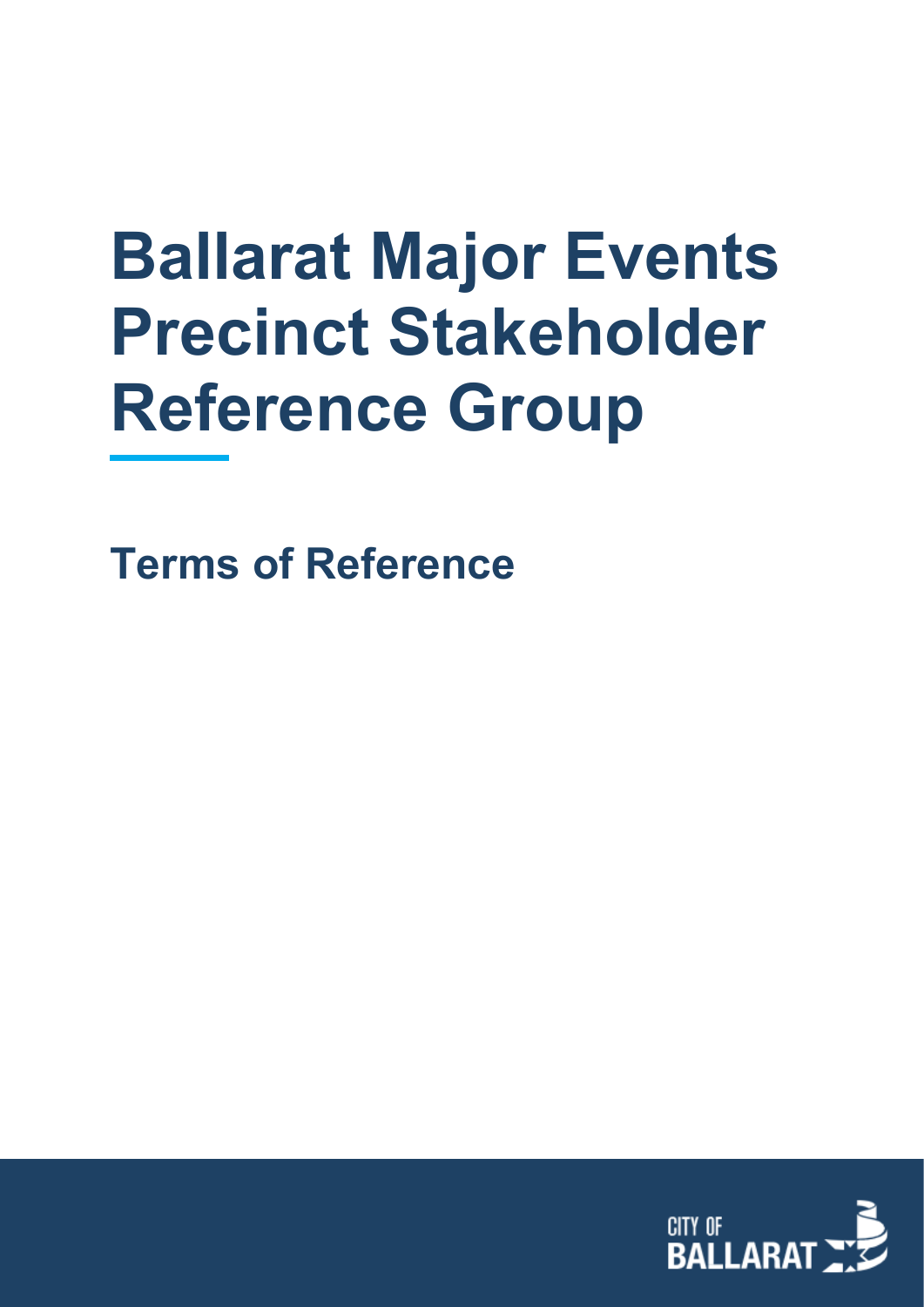# Ballarat Major Events Precinct Stakeholder Reference Group

## Terms of Reference

CITY OF BALLARAT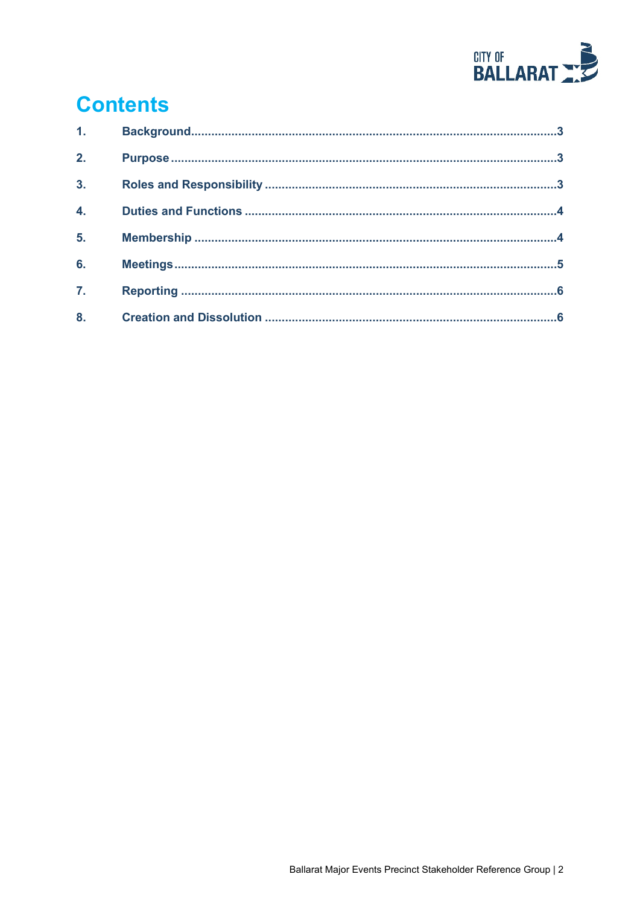# Contents

1. Background .......... 3
2. Purpose .......... 3
3. Roles and Responsibility .......... 3
4. Duties and Functions .......... 4
5. Membership .......... 4
6. Meetings .......... 5
7. Reporting .......... 6
8. Creation and Dissolution .......... 6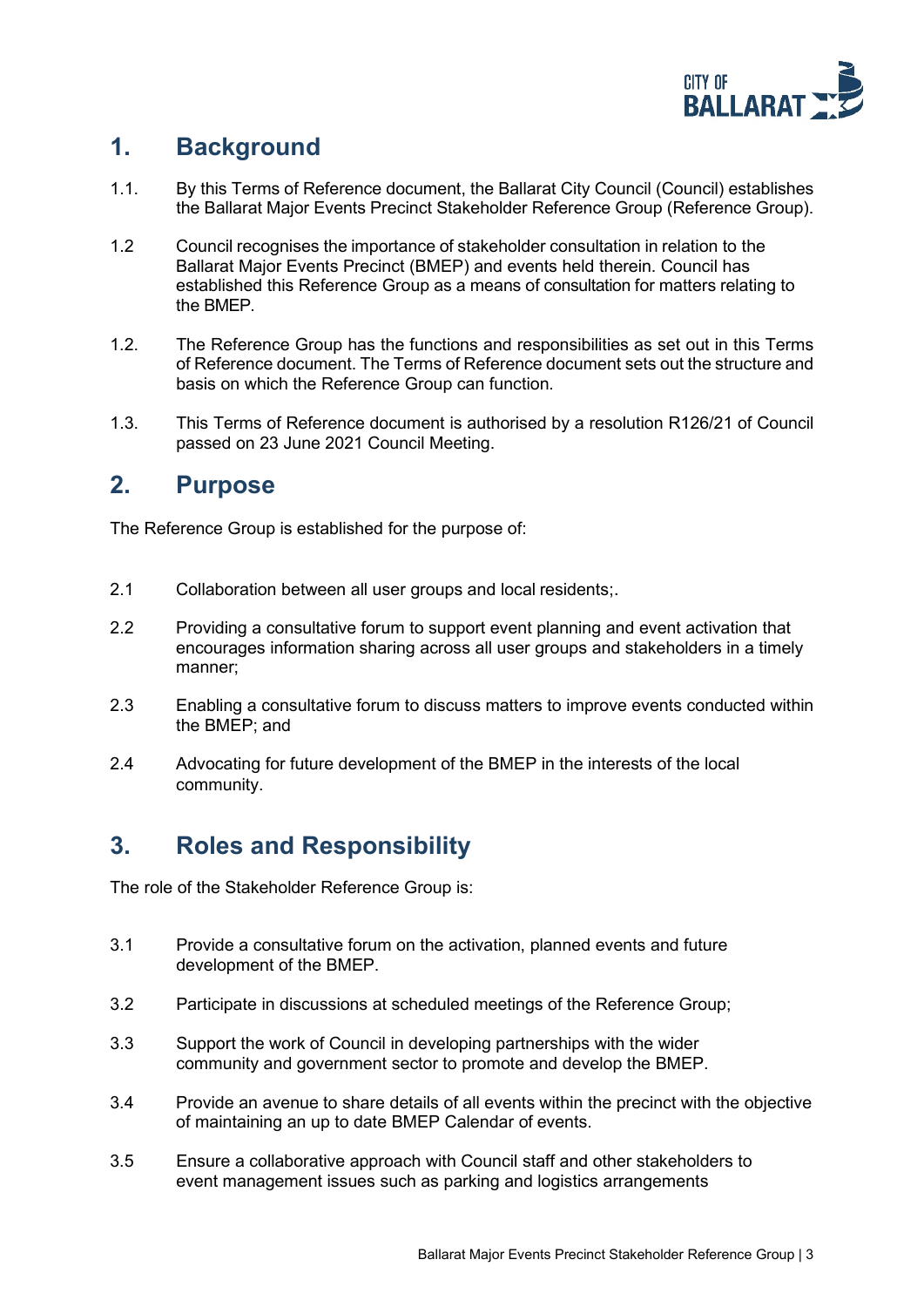## 1. Background

1.1. By this Terms of Reference document, the Ballarat City Council (Council) establishes the Ballarat Major Events Precinct Stakeholder Reference Group (Reference Group).

1.2 Council recognises the importance of stakeholder consultation in relation to the Ballarat Major Events Precinct (BMEP) and events held therein. Council has established this Reference Group as a means of consultation for matters relating to the BMEP.

1.2. The Reference Group has the functions and responsibilities as set out in this Terms of Reference document. The Terms of Reference document sets out the structure and basis on which the Reference Group can function.

1.3. This Terms of Reference document is authorised by a resolution R126/21 of Council passed on 23 June 2021 Council Meeting.

## 2. Purpose

The Reference Group is established for the purpose of:

2.1 Collaboration between all user groups and local residents;.

2.2 Providing a consultative forum to support event planning and event activation that encourages information sharing across all user groups and stakeholders in a timely manner;

2.3 Enabling a consultative forum to discuss matters to improve events conducted within the BMEP; and

2.4 Advocating for future development of the BMEP in the interests of the local community.

## 3. Roles and Responsibility

The role of the Stakeholder Reference Group is:

3.1 Provide a consultative forum on the activation, planned events and future development of the BMEP.

3.2 Participate in discussions at scheduled meetings of the Reference Group;

3.3 Support the work of Council in developing partnerships with the wider community and government sector to promote and develop the BMEP.

3.4 Provide an avenue to share details of all events within the precinct with the objective of maintaining an up to date BMEP Calendar of events.

3.5 Ensure a collaborative approach with Council staff and other stakeholders to event management issues such as parking and logistics arrangements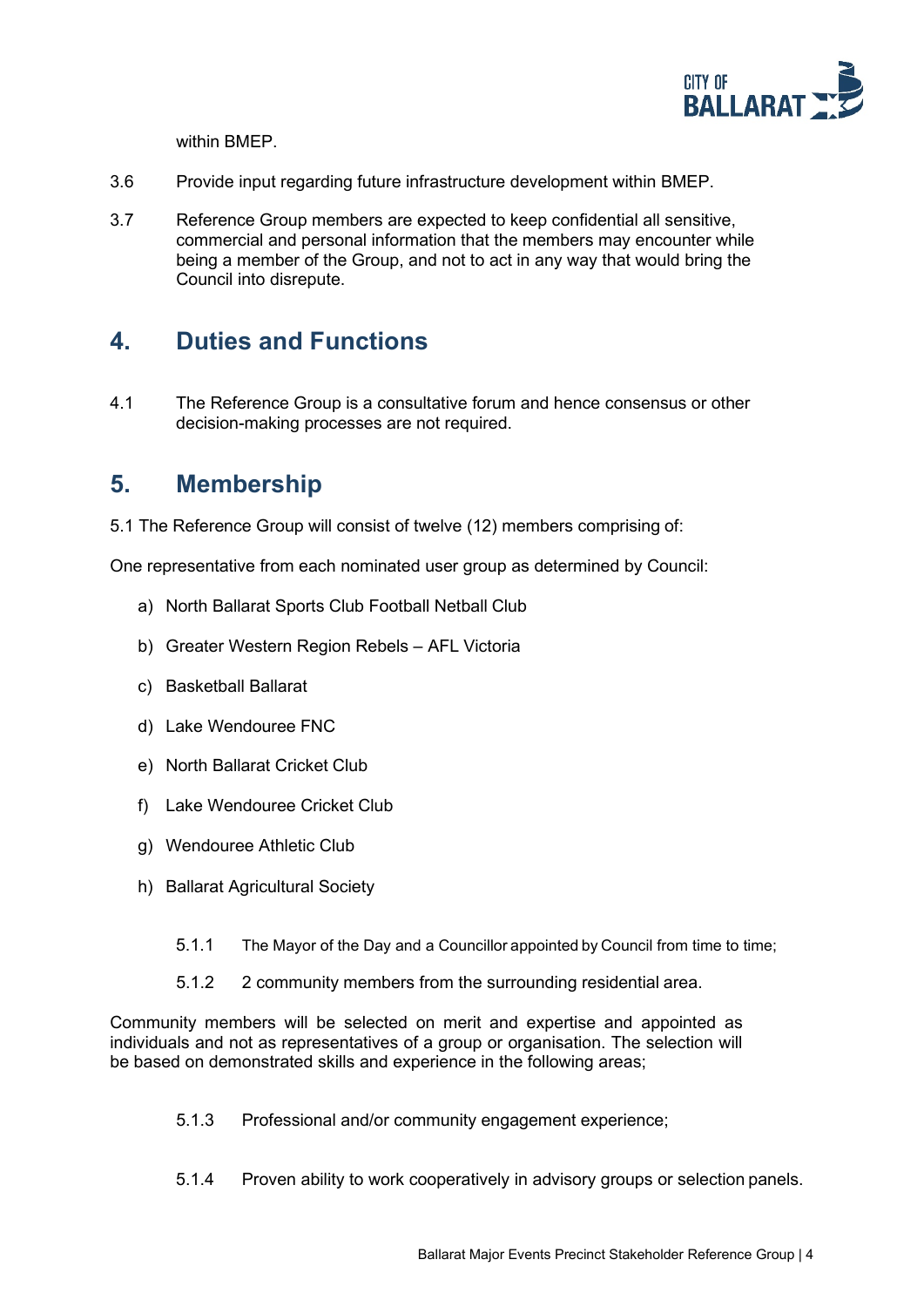within BMEP.

3.6 Provide input regarding future infrastructure development within BMEP.

3.7 Reference Group members are expected to keep confidential all sensitive, commercial and personal information that the members may encounter while being a member of the Group, and not to act in any way that would bring the Council into disrepute.

## 4. Duties and Functions

4.1 The Reference Group is a consultative forum and hence consensus or other decision-making processes are not required.

## 5. Membership

5.1 The Reference Group will consist of twelve (12) members comprising of:

One representative from each nominated user group as determined by Council:

a) North Ballarat Sports Club Football Netball Club

b) Greater Western Region Rebels – AFL Victoria

c) Basketball Ballarat

d) Lake Wendouree FNC

e) North Ballarat Cricket Club

f) Lake Wendouree Cricket Club

g) Wendouree Athletic Club

h) Ballarat Agricultural Society

5.1.1 The Mayor of the Day and a Councillor appointed by Council from time to time;

5.1.2 2 community members from the surrounding residential area.

Community members will be selected on merit and expertise and appointed as individuals and not as representatives of a group or organisation. The selection will be based on demonstrated skills and experience in the following areas;

5.1.3 Professional and/or community engagement experience;

5.1.4 Proven ability to work cooperatively in advisory groups or selection panels.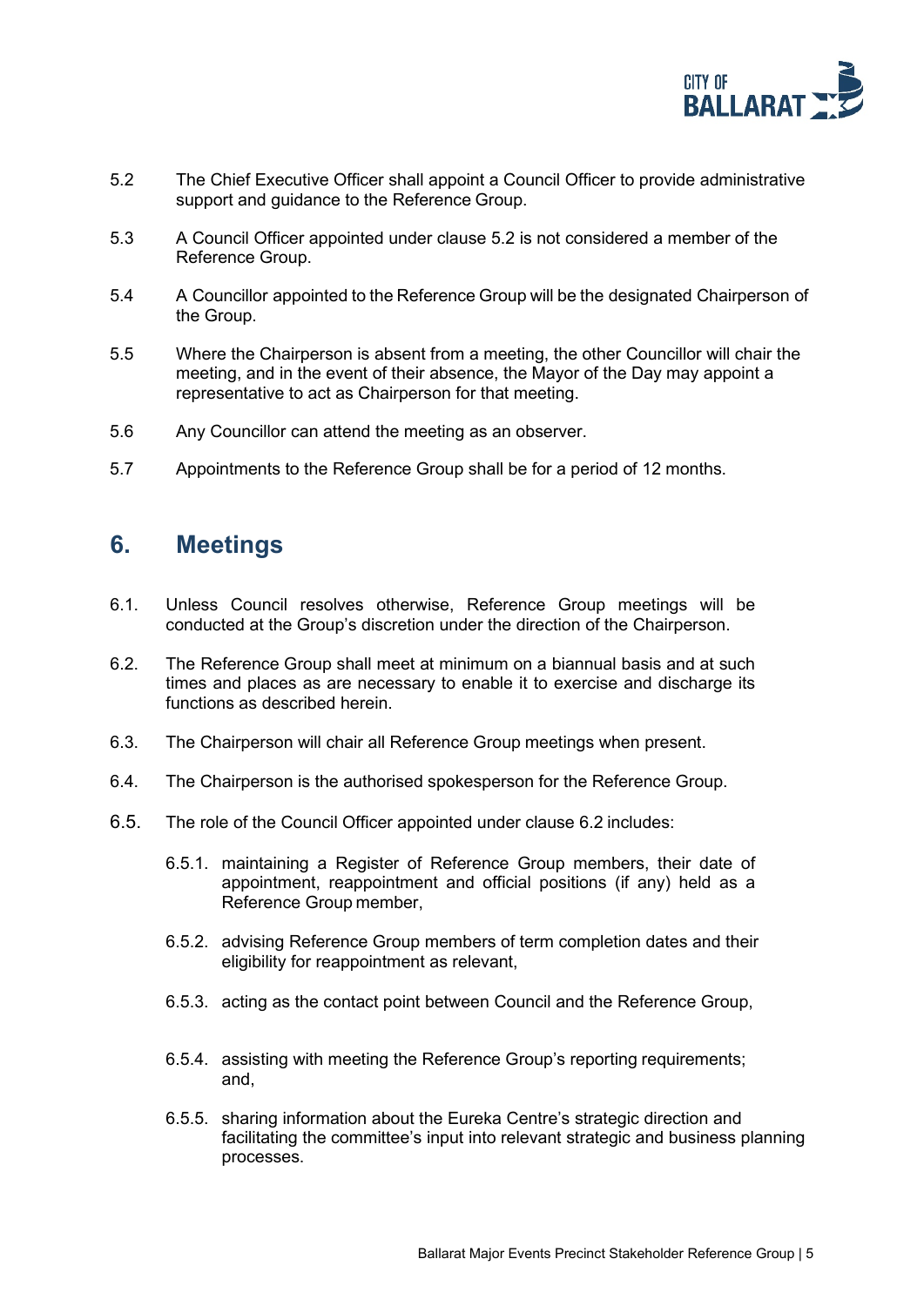5.2 The Chief Executive Officer shall appoint a Council Officer to provide administrative support and guidance to the Reference Group.

5.3 A Council Officer appointed under clause 5.2 is not considered a member of the Reference Group.

5.4 A Councillor appointed to the Reference Group will be the designated Chairperson of the Group.

5.5 Where the Chairperson is absent from a meeting, the other Councillor will chair the meeting, and in the event of their absence, the Mayor of the Day may appoint a representative to act as Chairperson for that meeting.

5.6 Any Councillor can attend the meeting as an observer.

5.7 Appointments to the Reference Group shall be for a period of 12 months.

## 6. Meetings

6.1. Unless Council resolves otherwise, Reference Group meetings will be conducted at the Group's discretion under the direction of the Chairperson.

6.2. The Reference Group shall meet at minimum on a biannual basis and at such times and places as are necessary to enable it to exercise and discharge its functions as described herein.

6.3. The Chairperson will chair all Reference Group meetings when present.

6.4. The Chairperson is the authorised spokesperson for the Reference Group.

6.5. The role of the Council Officer appointed under clause 6.2 includes:

6.5.1. maintaining a Register of Reference Group members, their date of appointment, reappointment and official positions (if any) held as a Reference Group member,

6.5.2. advising Reference Group members of term completion dates and their eligibility for reappointment as relevant,

6.5.3. acting as the contact point between Council and the Reference Group,

6.5.4. assisting with meeting the Reference Group's reporting requirements; and,

6.5.5. sharing information about the Eureka Centre's strategic direction and facilitating the committee's input into relevant strategic and business planning processes.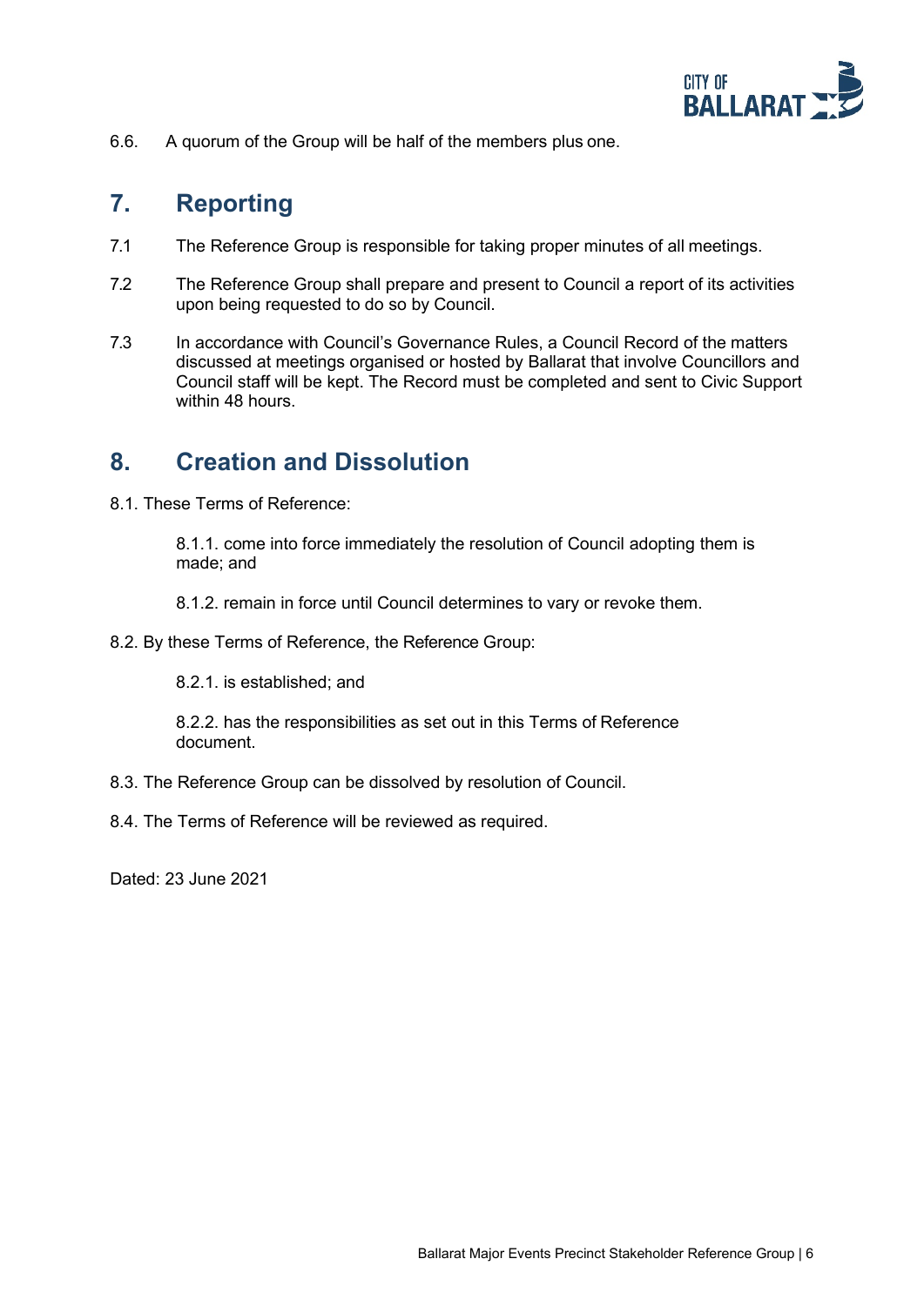6.6. A quorum of the Group will be half of the members plus one.

## 7. Reporting

7.1 The Reference Group is responsible for taking proper minutes of all meetings.

7.2 The Reference Group shall prepare and present to Council a report of its activities upon being requested to do so by Council.

7.3 In accordance with Council's Governance Rules, a Council Record of the matters discussed at meetings organised or hosted by Ballarat that involve Councillors and Council staff will be kept. The Record must be completed and sent to Civic Support within 48 hours.

## 8. Creation and Dissolution

8.1. These Terms of Reference:

8.1.1. come into force immediately the resolution of Council adopting them is made; and

8.1.2. remain in force until Council determines to vary or revoke them.

8.2. By these Terms of Reference, the Reference Group:

8.2.1. is established; and

8.2.2. has the responsibilities as set out in this Terms of Reference document.

8.3. The Reference Group can be dissolved by resolution of Council.

8.4. The Terms of Reference will be reviewed as required.

Dated: 23 June 2021